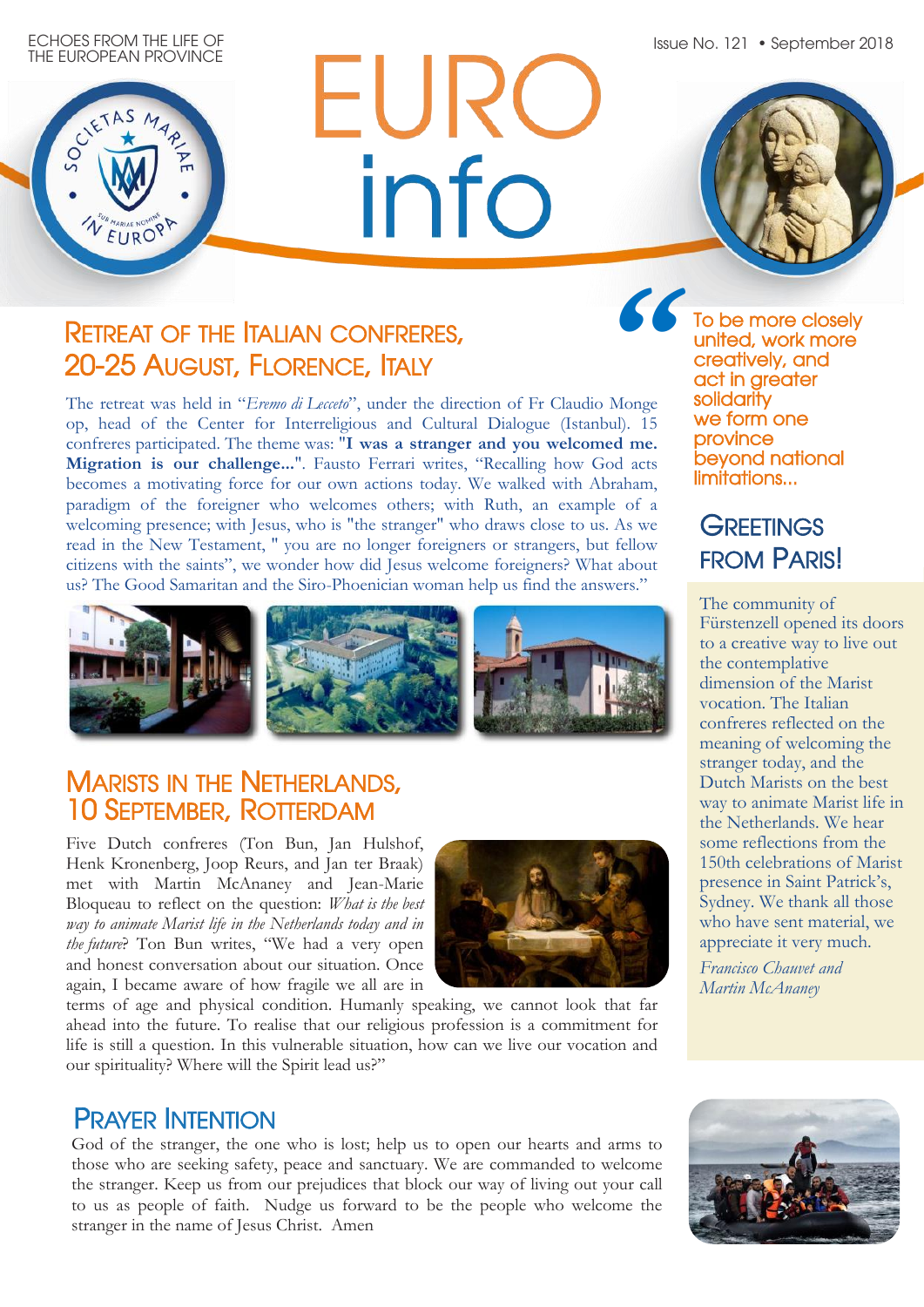ECHOES FROM THE LIFE OF THE EUROPEAN PROVINCE

# EURO info

Issue No. 121 • September 2018

## Retreat of the Italian confreres, 20-25 August, Florence, Italy

The retreat was held in "*Eremo di Lecceto*", under the direction of Fr Claudio Monge op, head of the Center for Interreligious and Cultural Dialogue (Istanbul). 15 confreres participated. The theme was: **"I was a stranger and you welcomed me. Migration is our challenge..."**. Fausto Ferrari writes, "Recalling how God acts becomes a motivating force for our own actions today. We walked with Abraham, paradigm of the foreigner who welcomes others; with Ruth, an example of a welcoming presence; with Jesus, who is "the stranger" who draws close to us. As we read in the New Testament, " you are no longer foreigners or strangers, but fellow citizens with the saints", we wonder how did Jesus welcome foreigners? What about us? The Good Samaritan and the Siro-Phoenician woman help us find the answers."

## Marists in the Netherlands, 10 September, Rotterdam

Five Dutch confreres (Ton Bun, Jan Hulshof, Henk Kronenberg, Joop Reurs, and Jan ter Braak) met with Martin McAnaney and Jean-Marie Bloqueau to reflect on the question: *What is the best way to animate Marist life in the Netherlands today and in the future*? Ton Bun writes, "We had a very open and honest conversation about our situation. Once again, I became aware of how fragile we all are in terms of age and physical condition. Humanly speaking, we cannot look that far ahead into the future. To realise that our religious profession is a commitment for life is still a question. In this vulnerable situation, how can we live our vocation and our spirituality? Where will the Spirit lead us?"

## Prayer Intention

God of the stranger, the one who is lost; help us to open our hearts and arms to those who are seeking safety, peace and sanctuary. We are commanded to welcome the stranger. Keep us from our prejudices that block our way of living out your call to us as people of faith. Nudge us forward to be the people who welcome the stranger in the name of Jesus Christ. Amen

> "To be more closely united, work more creatively, and act in greater solidarity we form one province beyond national limitations...

## Greetings from Paris!

The community of Fürstenzell opened its doors to a creative way to live out the contemplative dimension of the Marist vocation. The Italian confreres reflected on the meaning of welcoming the stranger today, and the Dutch Marists on the best way to animate Marist life in the Netherlands. We hear some reflections from the 150th celebrations of Marist presence in Saint Patrick's, Sydney. We thank all those who have sent material, we appreciate it very much.

*Francisco Chauvet and Martin McAnaney*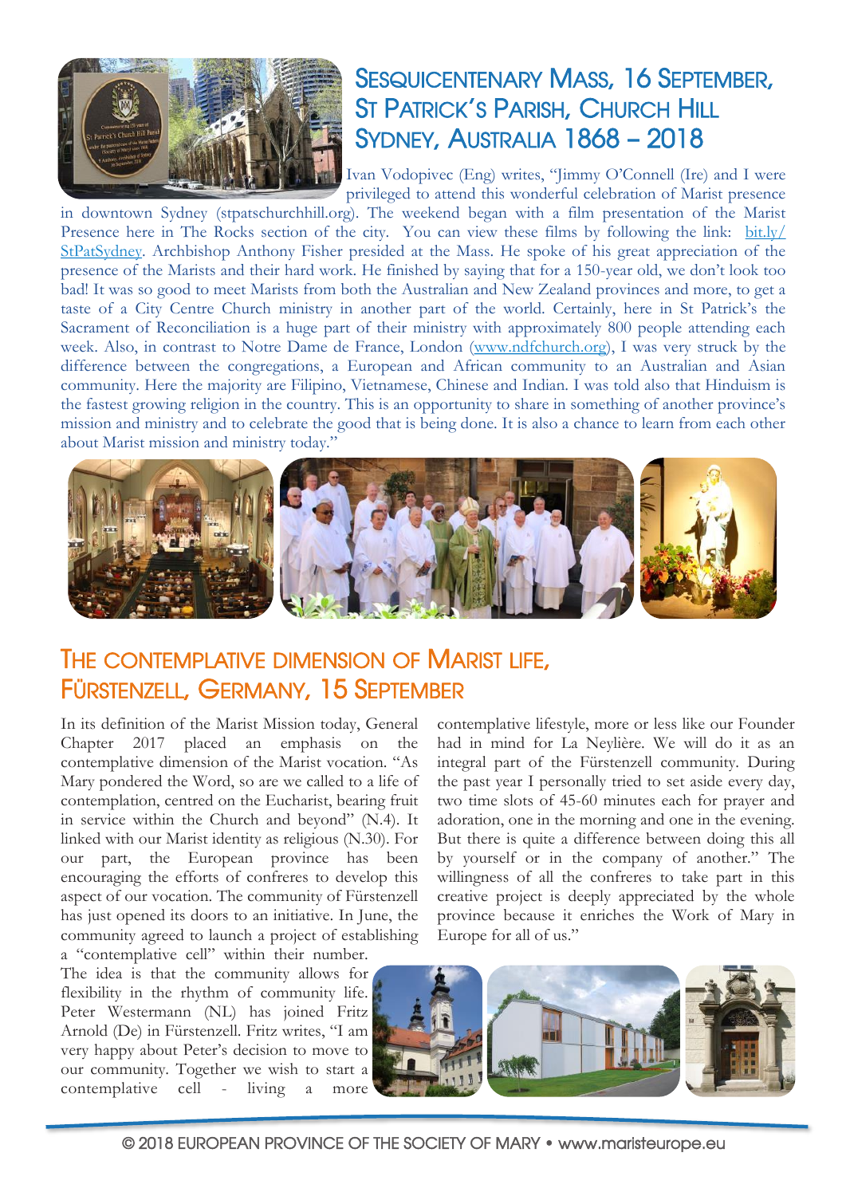## Sesquicentenary Mass, 16 September, St Patrick's Parish, Church Hill Sydney, Australia 1868 – 2018

Ivan Vodopivec (Eng) writes, "Jimmy O'Connell (Ire) and I were privileged to attend this wonderful celebration of Marist presence in downtown Sydney (stpatschurchhill.org). The weekend began with a film presentation of the Marist Presence here in The Rocks section of the city. You can view these films by following the link: bit.ly/StPatSydney. Archbishop Anthony Fisher presided at the Mass. He spoke of his great appreciation of the presence of the Marists and their hard work. He finished by saying that for a 150-year old, we don't look too bad! It was so good to meet Marists from both the Australian and New Zealand provinces and more, to get a taste of a City Centre Church ministry in another part of the world. Certainly, here in St Patrick's the Sacrament of Reconciliation is a huge part of their ministry with approximately 800 people attending each week. Also, in contrast to Notre Dame de France, London (www.ndfchurch.org), I was very struck by the difference between the congregations, a European and African community to an Australian and Asian community. Here the majority are Filipino, Vietnamese, Chinese and Indian. I was told also that Hinduism is the fastest growing religion in the country. This is an opportunity to share in something of another province's mission and ministry and to celebrate the good that is being done. It is also a chance to learn from each other about Marist mission and ministry today."

## The contemplative dimension of Marist life, Fürstenzell, Germany, 15 September

In its definition of the Marist Mission today, General Chapter 2017 placed an emphasis on the contemplative dimension of the Marist vocation. "As Mary pondered the Word, so are we called to a life of contemplation, centred on the Eucharist, bearing fruit in service within the Church and beyond" (N.4). It linked with our Marist identity as religious (N.30). For our part, the European province has been encouraging the efforts of confreres to develop this aspect of our vocation. The community of Fürstenzell has just opened its doors to an initiative. In June, the community agreed to launch a project of establishing a "contemplative cell" within their number. The idea is that the community allows for flexibility in the rhythm of community life. Peter Westermann (NL) has joined Fritz Arnold (De) in Fürstenzell. Fritz writes, "I am very happy about Peter's decision to move to our community. Together we wish to start a contemplative cell - living a more contemplative lifestyle, more or less like our Founder had in mind for La Neylière. We will do it as an integral part of the Fürstenzell community. During the past year I personally tried to set aside every day, two time slots of 45-60 minutes each for prayer and adoration, one in the morning and one in the evening. But there is quite a difference between doing this all by yourself or in the company of another." The willingness of all the confreres to take part in this creative project is deeply appreciated by the whole province because it enriches the Work of Mary in Europe for all of us."

© 2018 EUROPEAN PROVINCE OF THE SOCIETY OF MARY • www.maristeurope.eu